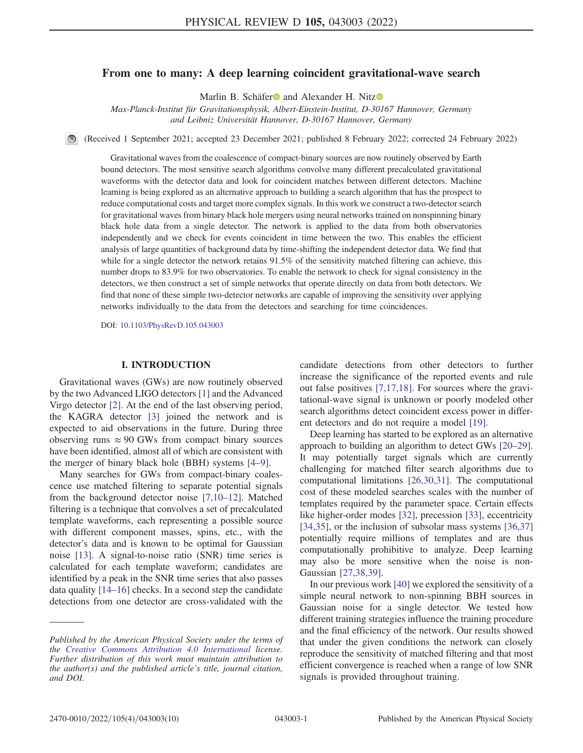# From one to many: A deep learning coincident gravitational-wave search

Marlin B. Schäfer and Alexander H. Nitz

*Max-Planck-Institut für Gravitationsphysik, Albert-Einstein-Institut, D-30167 Hannover, Germany and Leibniz Universität Hannover, D-30167 Hannover, Germany*

(Received 1 September 2021; accepted 23 December 2021; published 8 February 2022; corrected 24 February 2022)

Gravitational waves from the coalescence of compact-binary sources are now routinely observed by Earth bound detectors. The most sensitive search algorithms convolve many different precalculated gravitational waveforms with the detector data and look for coincident matches between different detectors. Machine learning is being explored as an alternative approach to building a search algorithm that has the prospect to reduce computational costs and target more complex signals. In this work we construct a two-detector search for gravitational waves from binary black hole mergers using neural networks trained on nonspinning binary black hole data from a single detector. The network is applied to the data from both observatories independently and we check for events coincident in time between the two. This enables the efficient analysis of large quantities of background data by time-shifting the independent detector data. We find that while for a single detector the network retains 91.5% of the sensitivity matched filtering can achieve, this number drops to 83.9% for two observatories. To enable the network to check for signal consistency in the detectors, we then construct a set of simple networks that operate directly on data from both detectors. We find that none of these simple two-detector networks are capable of improving the sensitivity over applying networks individually to the data from the detectors and searching for time coincidences.

DOI: 10.1103/PhysRevD.105.043003

## I. INTRODUCTION

Gravitational waves (GWs) are now routinely observed by the two Advanced LIGO detectors [1] and the Advanced Virgo detector [2]. At the end of the last observing period, the KAGRA detector [3] joined the network and is expected to aid observations in the future. During three observing runs $\approx 90$ GWs from compact binary sources have been identified, almost all of which are consistent with the merger of binary black hole (BBH) systems [4–9].

Many searches for GWs from compact-binary coalescence use matched filtering to separate potential signals from the background detector noise [7,10–12]. Matched filtering is a technique that convolves a set of precalculated template waveforms, each representing a possible source with different component masses, spins, etc., with the detector's data and is known to be optimal for Gaussian noise [13]. A signal-to-noise ratio (SNR) time series is calculated for each template waveform; candidates are identified by a peak in the SNR time series that also passes data quality [14–16] checks. In a second step the candidate detections from one detector are cross-validated with the candidate detections from other detectors to further increase the significance of the reported events and rule out false positives [7,17,18]. For sources where the gravitational-wave signal is unknown or poorly modeled other search algorithms detect coincident excess power in different detectors and do not require a model [19].

Deep learning has started to be explored as an alternative approach to building an algorithm to detect GWs [20–29]. It may potentially target signals which are currently challenging for matched filter search algorithms due to computational limitations [26,30,31]. The computational cost of these modeled searches scales with the number of templates required by the parameter space. Certain effects like higher-order modes [32], precession [33], eccentricity [34,35], or the inclusion of subsolar mass systems [36,37] potentially require millions of templates and are thus computationally prohibitive to analyze. Deep learning may also be more sensitive when the noise is non-Gaussian [27,38,39].

In our previous work [40] we explored the sensitivity of a simple neural network to non-spinning BBH sources in Gaussian noise for a single detector. We tested how different training strategies influence the training procedure and the final efficiency of the network. Our results showed that under the given conditions the network can closely reproduce the sensitivity of matched filtering and that most efficient convergence is reached when a range of low SNR signals is provided throughout training.

---

*Published by the American Physical Society under the terms of the Creative Commons Attribution 4.0 International license. Further distribution of this work must maintain attribution to the author(s) and the published article's title, journal citation, and DOI.*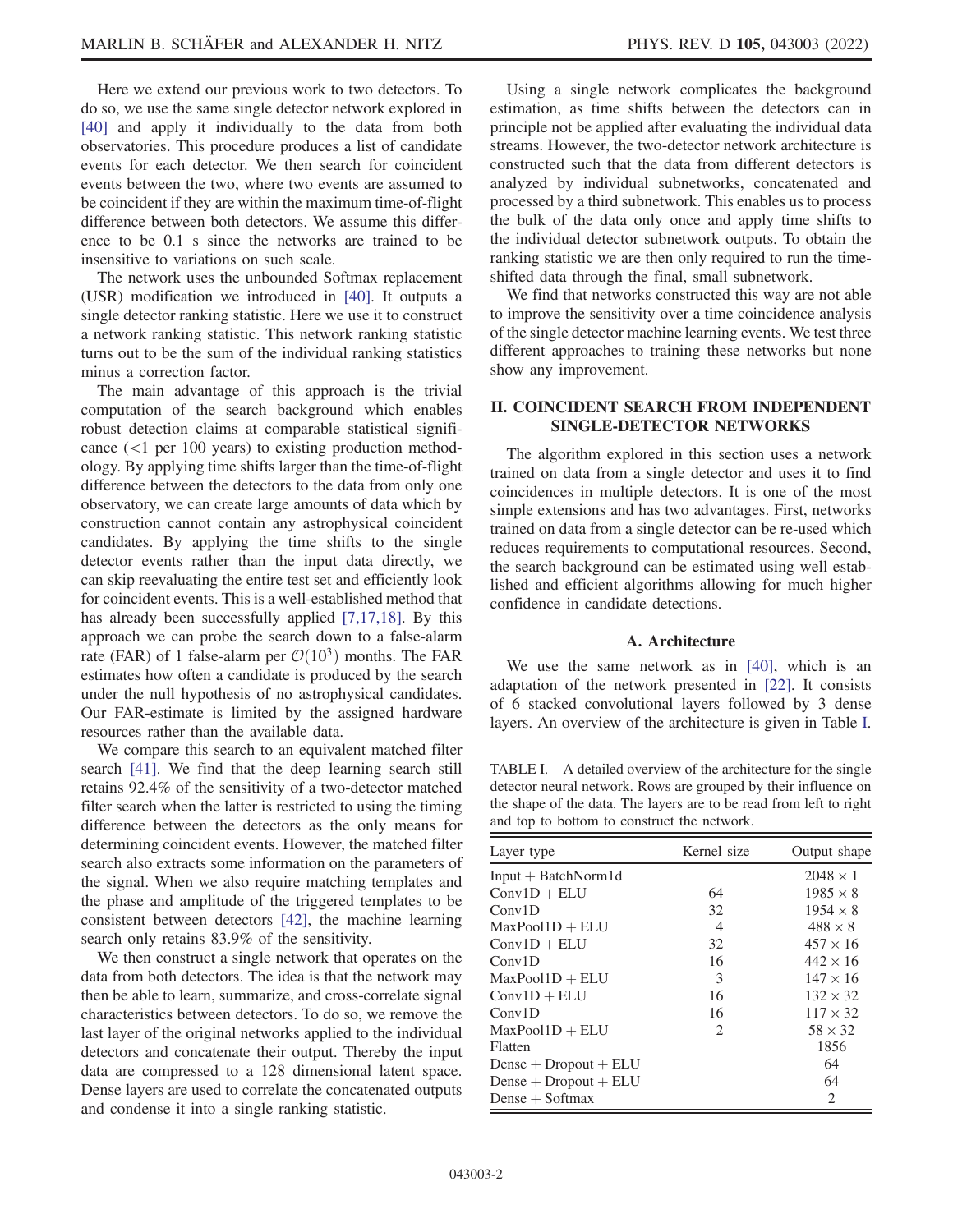Here we extend our previous work to two detectors. To do so, we use the same single detector network explored in [40] and apply it individually to the data from both observatories. This procedure produces a list of candidate events for each detector. We then search for coincident events between the two, where two events are assumed to be coincident if they are within the maximum time-of-flight difference between both detectors. We assume this difference to be 0.1 s since the networks are trained to be insensitive to variations on such scale.

The network uses the unbounded Softmax replacement (USR) modification we introduced in [40]. It outputs a single detector ranking statistic. Here we use it to construct a network ranking statistic. This network ranking statistic turns out to be the sum of the individual ranking statistics minus a correction factor.

The main advantage of this approach is the trivial computation of the search background which enables robust detection claims at comparable statistical significance (<1 per 100 years) to existing production methodology. By applying time shifts larger than the time-of-flight difference between the detectors to the data from only one observatory, we can create large amounts of data which by construction cannot contain any astrophysical coincident candidates. By applying the time shifts to the single detector events rather than the input data directly, we can skip reevaluating the entire test set and efficiently look for coincident events. This is a well-established method that has already been successfully applied [7,17,18]. By this approach we can probe the search down to a false-alarm rate (FAR) of 1 false-alarm per $\mathcal{O}(10^3)$ months. The FAR estimates how often a candidate is produced by the search under the null hypothesis of no astrophysical candidates. Our FAR-estimate is limited by the assigned hardware resources rather than the available data.

We compare this search to an equivalent matched filter search [41]. We find that the deep learning search still retains 92.4% of the sensitivity of a two-detector matched filter search when the latter is restricted to using the timing difference between the detectors as the only means for determining coincident events. However, the matched filter search also extracts some information on the parameters of the signal. When we also require matching templates and the phase and amplitude of the triggered templates to be consistent between detectors [42], the machine learning search only retains 83.9% of the sensitivity.

We then construct a single network that operates on the data from both detectors. The idea is that the network may then be able to learn, summarize, and cross-correlate signal characteristics between detectors. To do so, we remove the last layer of the original networks applied to the individual detectors and concatenate their output. Thereby the input data are compressed to a 128 dimensional latent space. Dense layers are used to correlate the concatenated outputs and condense it into a single ranking statistic.

Using a single network complicates the background estimation, as time shifts between the detectors can in principle not be applied after evaluating the individual data streams. However, the two-detector network architecture is constructed such that the data from different detectors is analyzed by individual subnetworks, concatenated and processed by a third subnetwork. This enables us to process the bulk of the data only once and apply time shifts to the individual detector subnetwork outputs. To obtain the ranking statistic we are then only required to run the time-shifted data through the final, small subnetwork.

We find that networks constructed this way are not able to improve the sensitivity over a time coincidence analysis of the single detector machine learning events. We test three different approaches to training these networks but none show any improvement.

## II. COINCIDENT SEARCH FROM INDEPENDENT SINGLE-DETECTOR NETWORKS

The algorithm explored in this section uses a network trained on data from a single detector and uses it to find coincidences in multiple detectors. It is one of the most simple extensions and has two advantages. First, networks trained on data from a single detector can be re-used which reduces requirements to computational resources. Second, the search background can be estimated using well established and efficient algorithms allowing for much higher confidence in candidate detections.

### A. Architecture

We use the same network as in [40], which is an adaptation of the network presented in [22]. It consists of 6 stacked convolutional layers followed by 3 dense layers. An overview of the architecture is given in Table I.

TABLE I. A detailed overview of the architecture for the single detector neural network. Rows are grouped by their influence on the shape of the data. The layers are to be read from left to right and top to bottom to construct the network.

| Layer type | Kernel size | Output shape |
|---|---|---|
| Input + BatchNorm1d | | 2048 × 1 |
| Conv1D + ELU | 64 | 1985 × 8 |
| Conv1D | 32 | 1954 × 8 |
| MaxPool1D + ELU | 4 | 488 × 8 |
| Conv1D + ELU | 32 | 457 × 16 |
| Conv1D | 16 | 442 × 16 |
| MaxPool1D + ELU | 3 | 147 × 16 |
| Conv1D + ELU | 16 | 132 × 32 |
| Conv1D | 16 | 117 × 32 |
| MaxPool1D + ELU | 2 | 58 × 32 |
| Flatten | | 1856 |
| Dense + Dropout + ELU | | 64 |
| Dense + Dropout + ELU | | 64 |
| Dense + Softmax | | 2 |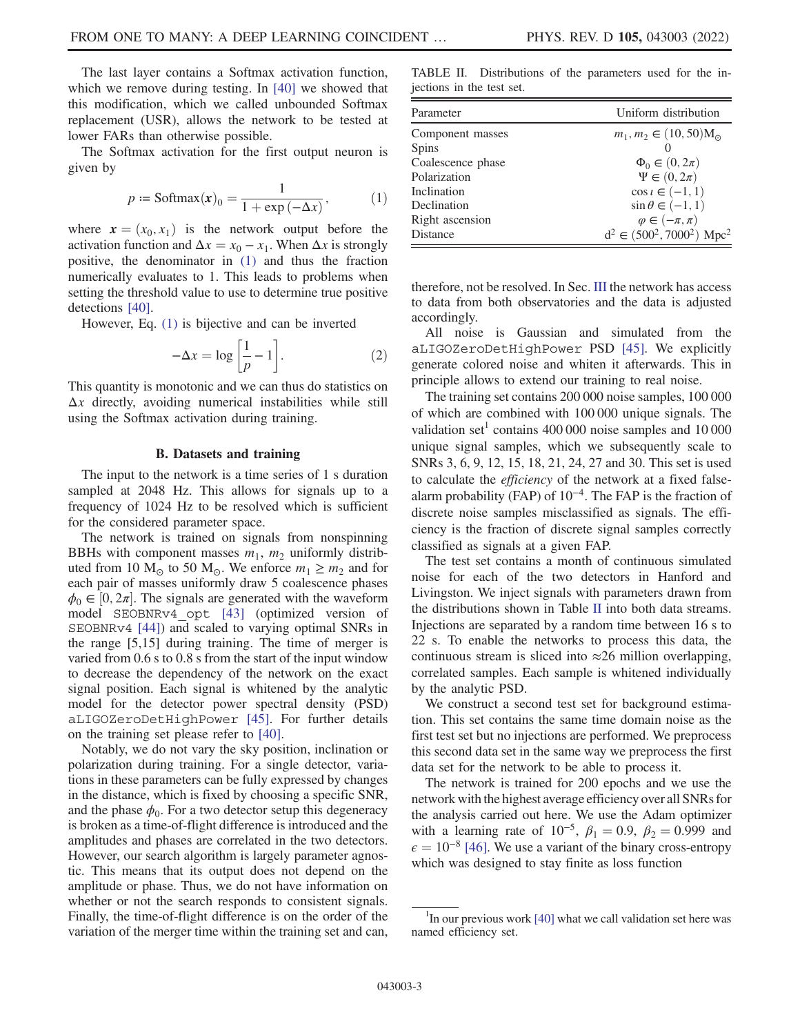The last layer contains a Softmax activation function, which we remove during testing. In [40] we showed that this modification, which we called unbounded Softmax replacement (USR), allows the network to be tested at lower FARs than otherwise possible.

The Softmax activation for the first output neuron is given by

$$p \coloneqq \mathrm{Softmax}(\boldsymbol{x})_0 = \frac{1}{1 + \exp(-\Delta x)}, \tag{1}$$

where $\boldsymbol{x} = (x_0, x_1)$ is the network output before the activation function and $\Delta x = x_0 - x_1$. When $\Delta x$ is strongly positive, the denominator in (1) and thus the fraction numerically evaluates to 1. This leads to problems when setting the threshold value to use to determine true positive detections [40].

However, Eq. (1) is bijective and can be inverted

$$-\Delta x = \log\left[\frac{1}{p} - 1\right]. \tag{2}$$

This quantity is monotonic and we can thus do statistics on $\Delta x$ directly, avoiding numerical instabilities while still using the Softmax activation during training.

### B. Datasets and training

The input to the network is a time series of 1 s duration sampled at 2048 Hz. This allows for signals up to a frequency of 1024 Hz to be resolved which is sufficient for the considered parameter space.

The network is trained on signals from nonspinning BBHs with component masses $m_1$, $m_2$ uniformly distributed from 10 $M_\odot$ to 50 $M_\odot$. We enforce $m_1 \geq m_2$ and for each pair of masses uniformly draw 5 coalescence phases $\phi_0 \in [0, 2\pi]$. The signals are generated with the waveform model `SEOBNRv4_opt` [43] (optimized version of `SEOBNRv4` [44]) and scaled to varying optimal SNRs in the range [5,15] during training. The time of merger is varied from 0.6 s to 0.8 s from the start of the input window to decrease the dependency of the network on the exact signal position. Each signal is whitened by the analytic model for the detector power spectral density (PSD) `aLIGOZeroDetHighPower` [45]. For further details on the training set please refer to [40].

Notably, we do not vary the sky position, inclination or polarization during training. For a single detector, variations in these parameters can be fully expressed by changes in the distance, which is fixed by choosing a specific SNR, and the phase $\phi_0$. For a two detector setup this degeneracy is broken as a time-of-flight difference is introduced and the amplitudes and phases are correlated in the two detectors. However, our search algorithm is largely parameter agnostic. This means that its output does not depend on the amplitude or phase. Thus, we do not have information on whether or not the search responds to consistent signals. Finally, the time-of-flight difference is on the order of the variation of the merger time within the training set and can, therefore, not be resolved. In Sec. III the network has access to data from both observatories and the data is adjusted accordingly.

TABLE II. Distributions of the parameters used for the injections in the test set.

| Parameter | Uniform distribution |
|---|---|
| Component masses | $m_1, m_2 \in (10, 50) M_\odot$ |
| Spins | 0 |
| Coalescence phase | $\Phi_0 \in (0, 2\pi)$ |
| Polarization | $\Psi \in (0, 2\pi)$ |
| Inclination | $\cos\iota \in (-1, 1)$ |
| Declination | $\sin\theta \in (-1, 1)$ |
| Right ascension | $\varphi \in (-\pi, \pi)$ |
| Distance | $\mathrm{d}^2 \in (500^2, 7000^2)$ Mpc$^2$ |

All noise is Gaussian and simulated from the `aLIGOZeroDetHighPower` PSD [45]. We explicitly generate colored noise and whiten it afterwards. This in principle allows to extend our training to real noise.

The training set contains 200 000 noise samples, 100 000 of which are combined with 100 000 unique signals. The validation set[1] contains 400 000 noise samples and 10 000 unique signal samples, which we subsequently scale to SNRs 3, 6, 9, 12, 15, 18, 21, 24, 27 and 30. This set is used to calculate the *efficiency* of the network at a fixed false-alarm probability (FAP) of $10^{-4}$. The FAP is the fraction of discrete noise samples misclassified as signals. The efficiency is the fraction of discrete signal samples correctly classified as signals at a given FAP.

The test set contains a month of continuous simulated noise for each of the two detectors in Hanford and Livingston. We inject signals with parameters drawn from the distributions shown in Table II into both data streams. Injections are separated by a random time between 16 s to 22 s. To enable the networks to process this data, the continuous stream is sliced into ≈26 million overlapping, correlated samples. Each sample is whitened individually by the analytic PSD.

We construct a second test set for background estimation. This set contains the same time domain noise as the first test set but no injections are performed. We preprocess this second data set in the same way we preprocess the first data set for the network to be able to process it.

The network is trained for 200 epochs and we use the network with the highest average efficiency over all SNRs for the analysis carried out here. We use the Adam optimizer with a learning rate of $10^{-5}$, $\beta_1 = 0.9$, $\beta_2 = 0.999$ and $\epsilon = 10^{-8}$ [46]. We use a variant of the binary cross-entropy which was designed to stay finite as loss function

[1] In our previous work [40] what we call validation set here was named efficiency set.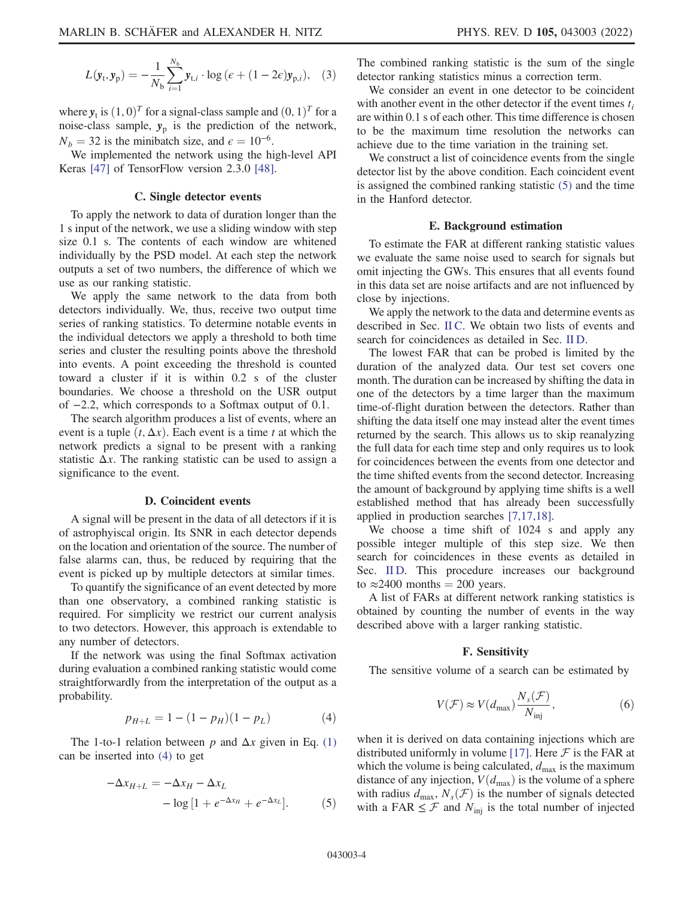$$L(\mathbf{y}_t, \mathbf{y}_p) = -\frac{1}{N_b}\sum_{i=1}^{N_b} \mathbf{y}_{t,i} \cdot \log\left(\epsilon + (1-2\epsilon)\mathbf{y}_{p,i}\right), \quad (3)$$

where $\mathbf{y}_t$ is $(1,0)^T$ for a signal-class sample and $(0,1)^T$ for a noise-class sample, $\mathbf{y}_p$ is the prediction of the network, $N_b = 32$ is the minibatch size, and $\epsilon = 10^{-6}$.

We implemented the network using the high-level API Keras [47] of TensorFlow version 2.3.0 [48].

### C. Single detector events

To apply the network to data of duration longer than the 1 s input of the network, we use a sliding window with step size 0.1 s. The contents of each window are whitened individually by the PSD model. At each step the network outputs a set of two numbers, the difference of which we use as our ranking statistic.

We apply the same network to the data from both detectors individually. We, thus, receive two output time series of ranking statistics. To determine notable events in the individual detectors we apply a threshold to both time series and cluster the resulting points above the threshold into events. A point exceeding the threshold is counted toward a cluster if it is within 0.2 s of the cluster boundaries. We choose a threshold on the USR output of $-2.2$, which corresponds to a Softmax output of 0.1.

The search algorithm produces a list of events, where an event is a tuple $(t, \Delta x)$. Each event is a time $t$ at which the network predicts a signal to be present with a ranking statistic $\Delta x$. The ranking statistic can be used to assign a significance to the event.

### D. Coincident events

A signal will be present in the data of all detectors if it is of astrophyiscal origin. Its SNR in each detector depends on the location and orientation of the source. The number of false alarms can, thus, be reduced by requiring that the event is picked up by multiple detectors at similar times.

To quantify the significance of an event detected by more than one observatory, a combined ranking statistic is required. For simplicity we restrict our current analysis to two detectors. However, this approach is extendable to any number of detectors.

If the network was using the final Softmax activation during evaluation a combined ranking statistic would come straightforwardly from the interpretation of the output as a probability.

$$p_{H+L} = 1 - (1 - p_H)(1 - p_L) \quad (4)$$

The 1-to-1 relation between $p$ and $\Delta x$ given in Eq. (1) can be inserted into (4) to get

$$-\Delta x_{H+L} = -\Delta x_H - \Delta x_L - \log\left[1 + e^{-\Delta x_H} + e^{-\Delta x_L}\right]. \quad (5)$$

The combined ranking statistic is the sum of the single detector ranking statistics minus a correction term.

We consider an event in one detector to be coincident with another event in the other detector if the event times $t_i$ are within 0.1 s of each other. This time difference is chosen to be the maximum time resolution the networks can achieve due to the time variation in the training set.

We construct a list of coincidence events from the single detector list by the above condition. Each coincident event is assigned the combined ranking statistic (5) and the time in the Hanford detector.

### E. Background estimation

To estimate the FAR at different ranking statistic values we evaluate the same noise used to search for signals but omit injecting the GWs. This ensures that all events found in this data set are noise artifacts and are not influenced by close by injections.

We apply the network to the data and determine events as described in Sec. II C. We obtain two lists of events and search for coincidences as detailed in Sec. II D.

The lowest FAR that can be probed is limited by the duration of the analyzed data. Our test set covers one month. The duration can be increased by shifting the data in one of the detectors by a time larger than the maximum time-of-flight duration between the detectors. Rather than shifting the data itself one may instead alter the event times returned by the search. This allows us to skip reanalyzing the full data for each time step and only requires us to look for coincidences between the events from one detector and the time shifted events from the second detector. Increasing the amount of background by applying time shifts is a well established method that has already been successfully applied in production searches [7,17,18].

We choose a time shift of 1024 s and apply any possible integer multiple of this step size. We then search for coincidences in these events as detailed in Sec. II D. This procedure increases our background to $\approx$2400 months $=$ 200 years.

A list of FARs at different network ranking statistics is obtained by counting the number of events in the way described above with a larger ranking statistic.

### F. Sensitivity

The sensitive volume of a search can be estimated by

$$V(\mathcal{F}) \approx V(d_{\max})\frac{N_s(\mathcal{F})}{N_{\text{inj}}}, \quad (6)$$

when it is derived on data containing injections which are distributed uniformly in volume [17]. Here $\mathcal{F}$ is the FAR at which the volume is being calculated, $d_{\max}$ is the maximum distance of any injection, $V(d_{\max})$ is the volume of a sphere with radius $d_{\max}$, $N_s(\mathcal{F})$ is the number of signals detected with a FAR $\leq \mathcal{F}$ and $N_{\text{inj}}$ is the total number of injected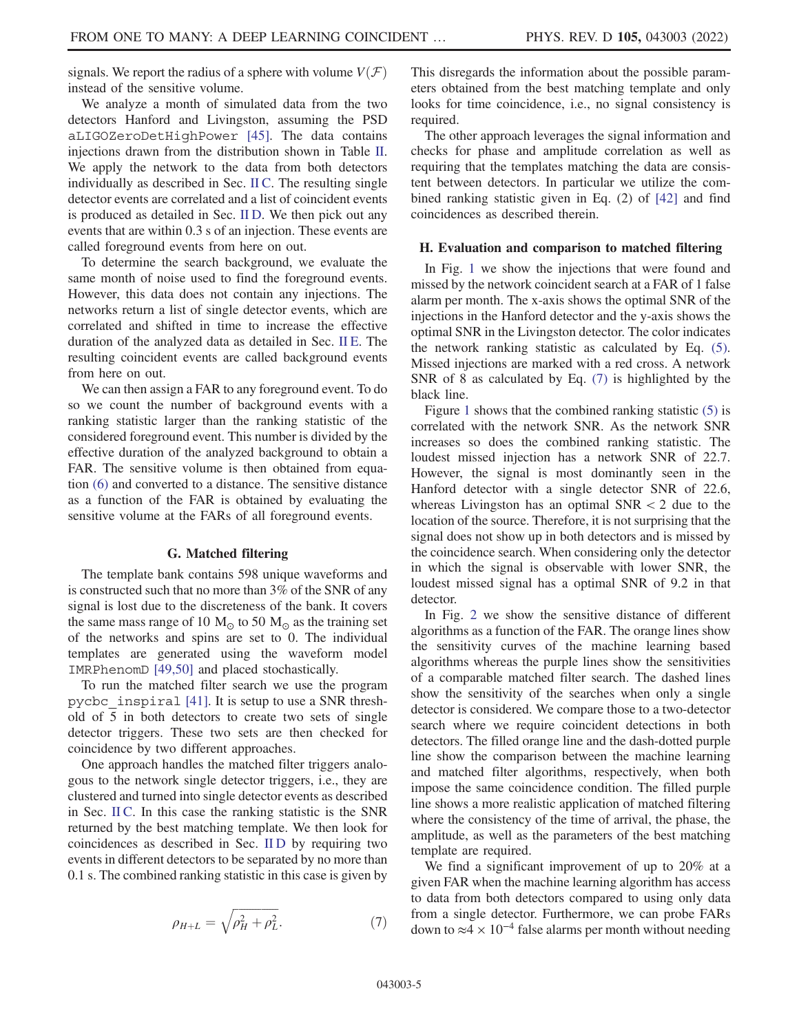signals. We report the radius of a sphere with volume $V(\mathcal{F})$ instead of the sensitive volume.

We analyze a month of simulated data from the two detectors Hanford and Livingston, assuming the PSD `aLIGOZeroDetHighPower` [45]. The data contains injections drawn from the distribution shown in Table II. We apply the network to the data from both detectors individually as described in Sec. II C. The resulting single detector events are correlated and a list of coincident events is produced as detailed in Sec. II D. We then pick out any events that are within 0.3 s of an injection. These events are called foreground events from here on out.

To determine the search background, we evaluate the same month of noise used to find the foreground events. However, this data does not contain any injections. The networks return a list of single detector events, which are correlated and shifted in time to increase the effective duration of the analyzed data as detailed in Sec. II E. The resulting coincident events are called background events from here on out.

We can then assign a FAR to any foreground event. To do so we count the number of background events with a ranking statistic larger than the ranking statistic of the considered foreground event. This number is divided by the effective duration of the analyzed background to obtain a FAR. The sensitive volume is then obtained from equation (6) and converted to a distance. The sensitive distance as a function of the FAR is obtained by evaluating the sensitive volume at the FARs of all foreground events.

### G. Matched filtering

The template bank contains 598 unique waveforms and is constructed such that no more than 3% of the SNR of any signal is lost due to the discreteness of the bank. It covers the same mass range of 10 $M_\odot$ to 50 $M_\odot$ as the training set of the networks and spins are set to 0. The individual templates are generated using the waveform model `IMRPhenomD` [49,50] and placed stochastically.

To run the matched filter search we use the program `pycbc_inspiral` [41]. It is setup to use a SNR threshold of 5 in both detectors to create two sets of single detector triggers. These two sets are then checked for coincidence by two different approaches.

One approach handles the matched filter triggers analogous to the network single detector triggers, i.e., they are clustered and turned into single detector events as described in Sec. II C. In this case the ranking statistic is the SNR returned by the best matching template. We then look for coincidences as described in Sec. II D by requiring two events in different detectors to be separated by no more than 0.1 s. The combined ranking statistic in this case is given by

$$\rho_{H+L} = \sqrt{\rho_H^2 + \rho_L^2}. \tag{7}$$

This disregards the information about the possible parameters obtained from the best matching template and only looks for time coincidence, i.e., no signal consistency is required.

The other approach leverages the signal information and checks for phase and amplitude correlation as well as requiring that the templates matching the data are consistent between detectors. In particular we utilize the combined ranking statistic given in Eq. (2) of [42] and find coincidences as described therein.

### H. Evaluation and comparison to matched filtering

In Fig. 1 we show the injections that were found and missed by the network coincident search at a FAR of 1 false alarm per month. The x-axis shows the optimal SNR of the injections in the Hanford detector and the y-axis shows the optimal SNR in the Livingston detector. The color indicates the network ranking statistic as calculated by Eq. (5). Missed injections are marked with a red cross. A network SNR of 8 as calculated by Eq. (7) is highlighted by the black line.

Figure 1 shows that the combined ranking statistic (5) is correlated with the network SNR. As the network SNR increases so does the combined ranking statistic. The loudest missed injection has a network SNR of 22.7. However, the signal is most dominantly seen in the Hanford detector with a single detector SNR of 22.6, whereas Livingston has an optimal SNR $< 2$ due to the location of the source. Therefore, it is not surprising that the signal does not show up in both detectors and is missed by the coincidence search. When considering only the detector in which the signal is observable with lower SNR, the loudest missed signal has a optimal SNR of 9.2 in that detector.

In Fig. 2 we show the sensitive distance of different algorithms as a function of the FAR. The orange lines show the sensitivity curves of the machine learning based algorithms whereas the purple lines show the sensitivities of a comparable matched filter search. The dashed lines show the sensitivity of the searches when only a single detector is considered. We compare those to a two-detector search where we require coincident detections in both detectors. The filled orange line and the dash-dotted purple line show the comparison between the machine learning and matched filter algorithms, respectively, when both impose the same coincidence condition. The filled purple line shows a more realistic application of matched filtering where the consistency of the time of arrival, the phase, the amplitude, as well as the parameters of the best matching template are required.

We find a significant improvement of up to 20% at a given FAR when the machine learning algorithm has access to data from both detectors compared to using only data from a single detector. Furthermore, we can probe FARs down to $\approx 4 \times 10^{-4}$ false alarms per month without needing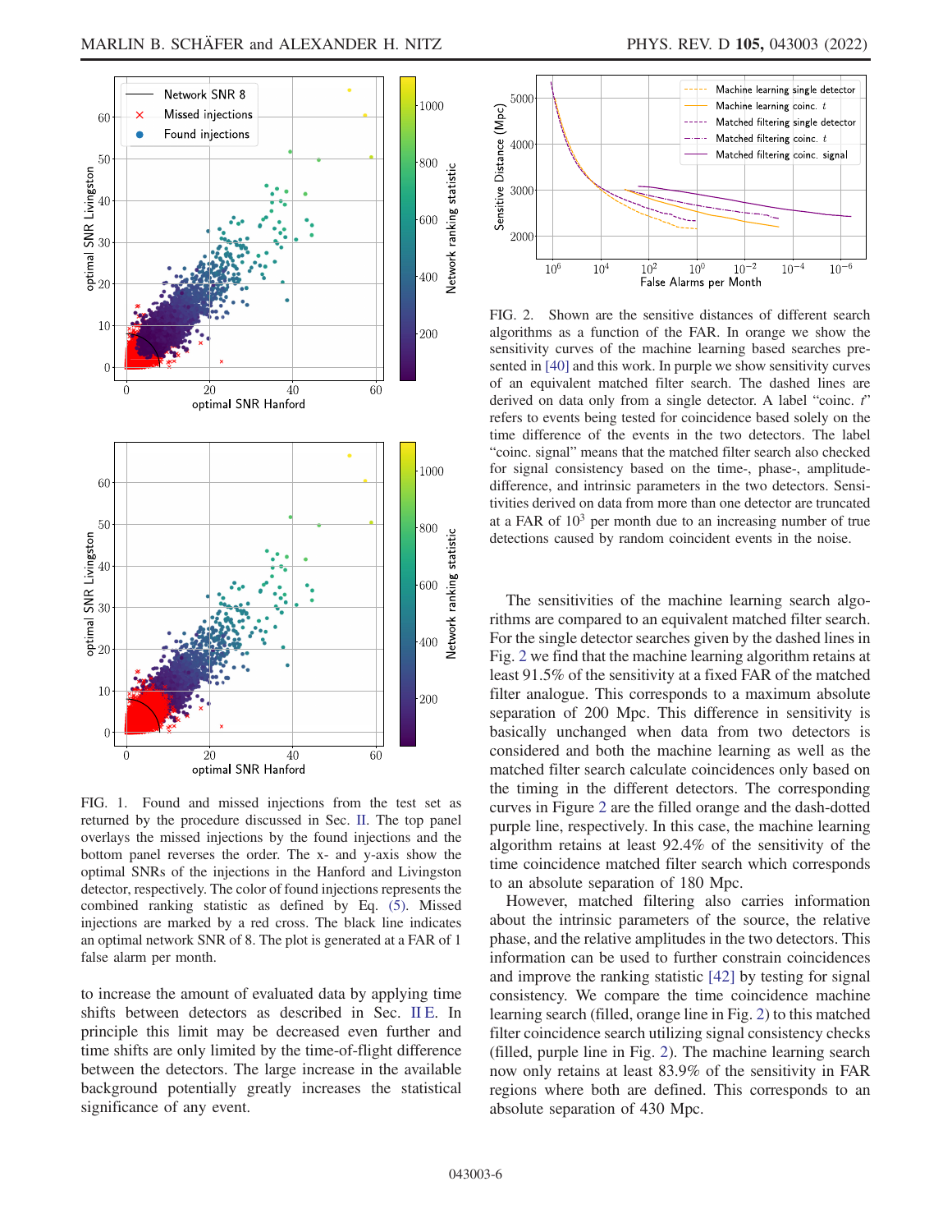FIG. 1. Found and missed injections from the test set as returned by the procedure discussed in Sec. II. The top panel overlays the missed injections by the found injections and the bottom panel reverses the order. The x- and y-axis show the optimal SNRs of the injections in the Hanford and Livingston detector, respectively. The color of found injections represents the combined ranking statistic as defined by Eq. (5). Missed injections are marked by a red cross. The black line indicates an optimal network SNR of 8. The plot is generated at a FAR of 1 false alarm per month.

to increase the amount of evaluated data by applying time shifts between detectors as described in Sec. II E. In principle this limit may be decreased even further and time shifts are only limited by the time-of-flight difference between the detectors. The large increase in the available background potentially greatly increases the statistical significance of any event.

FIG. 2. Shown are the sensitive distances of different search algorithms as a function of the FAR. In orange we show the sensitivity curves of the machine learning based searches presented in [40] and this work. In purple we show sensitivity curves of an equivalent matched filter search. The dashed lines are derived on data only from a single detector. A label "coinc. $t$" refers to events being tested for coincidence based solely on the time difference of the events in the two detectors. The label "coinc. signal" means that the matched filter search also checked for signal consistency based on the time-, phase-, amplitude-difference, and intrinsic parameters in the two detectors. Sensitivities derived on data from more than one detector are truncated at a FAR of $10^3$ per month due to an increasing number of true detections caused by random coincident events in the noise.

The sensitivities of the machine learning search algorithms are compared to an equivalent matched filter search. For the single detector searches given by the dashed lines in Fig. 2 we find that the machine learning algorithm retains at least 91.5% of the sensitivity at a fixed FAR of the matched filter analogue. This corresponds to a maximum absolute separation of 200 Mpc. This difference in sensitivity is basically unchanged when data from two detectors is considered and both the machine learning as well as the matched filter search calculate coincidences only based on the timing in the different detectors. The corresponding curves in Figure 2 are the filled orange and the dash-dotted purple line, respectively. In this case, the machine learning algorithm retains at least 92.4% of the sensitivity of the time coincidence matched filter search which corresponds to an absolute separation of 180 Mpc.

However, matched filtering also carries information about the intrinsic parameters of the source, the relative phase, and the relative amplitudes in the two detectors. This information can be used to further constrain coincidences and improve the ranking statistic [42] by testing for signal consistency. We compare the time coincidence machine learning search (filled, orange line in Fig. 2) to this matched filter coincidence search utilizing signal consistency checks (filled, purple line in Fig. 2). The machine learning search now only retains at least 83.9% of the sensitivity in FAR regions where both are defined. This corresponds to an absolute separation of 430 Mpc.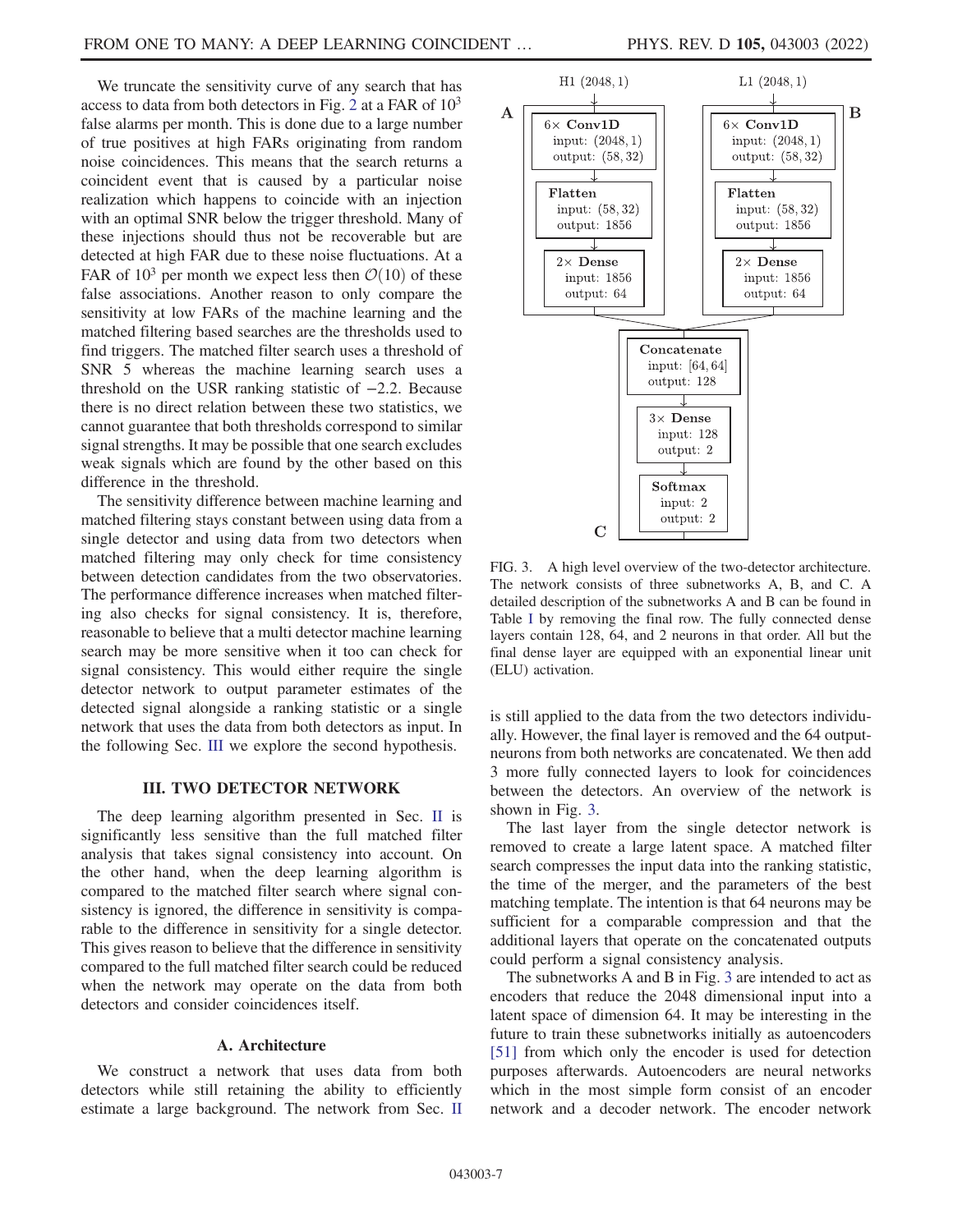We truncate the sensitivity curve of any search that has access to data from both detectors in Fig. 2 at a FAR of $10^3$ false alarms per month. This is done due to a large number of true positives at high FARs originating from random noise coincidences. This means that the search returns a coincident event that is caused by a particular noise realization which happens to coincide with an injection with an optimal SNR below the trigger threshold. Many of these injections should thus not be recoverable but are detected at high FAR due to these noise fluctuations. At a FAR of $10^3$ per month we expect less then $\mathcal{O}(10)$ of these false associations. Another reason to only compare the sensitivity at low FARs of the machine learning and the matched filtering based searches are the thresholds used to find triggers. The matched filter search uses a threshold of SNR 5 whereas the machine learning search uses a threshold on the USR ranking statistic of $-2.2$. Because there is no direct relation between these two statistics, we cannot guarantee that both thresholds correspond to similar signal strengths. It may be possible that one search excludes weak signals which are found by the other based on this difference in the threshold.

The sensitivity difference between machine learning and matched filtering stays constant between using data from a single detector and using data from two detectors when matched filtering may only check for time consistency between detection candidates from the two observatories. The performance difference increases when matched filtering also checks for signal consistency. It is, therefore, reasonable to believe that a multi detector machine learning search may be more sensitive when it too can check for signal consistency. This would either require the single detector network to output parameter estimates of the detected signal alongside a ranking statistic or a single network that uses the data from both detectors as input. In the following Sec. III we explore the second hypothesis.

## III. TWO DETECTOR NETWORK

The deep learning algorithm presented in Sec. II is significantly less sensitive than the full matched filter analysis that takes signal consistency into account. On the other hand, when the deep learning algorithm is compared to the matched filter search where signal consistency is ignored, the difference in sensitivity is comparable to the difference in sensitivity for a single detector. This gives reason to believe that the difference in sensitivity compared to the full matched filter search could be reduced when the network may operate on the data from both detectors and consider coincidences itself.

### A. Architecture

We construct a network that uses data from both detectors while still retaining the ability to efficiently estimate a large background. The network from Sec. II is still applied to the data from the two detectors individually. However, the final layer is removed and the 64 output-neurons from both networks are concatenated. We then add 3 more fully connected layers to look for coincidences between the detectors. An overview of the network is shown in Fig. 3.

H1 (2048, 1) → **A**: 6× Conv1D (input: (2048, 1), output: (58, 32)) → Flatten (input: (58, 32), output: 1856) → 2× Dense (input: 1856, output: 64)

L1 (2048, 1) → **B**: 6× Conv1D (input: (2048, 1), output: (58, 32)) → Flatten (input: (58, 32), output: 1856) → 2× Dense (input: 1856, output: 64)

**C**: Concatenate (input: [64, 64], output: 128) → 3× Dense (input: 128, output: 2) → Softmax (input: 2, output: 2)

FIG. 3. A high level overview of the two-detector architecture. The network consists of three subnetworks A, B, and C. A detailed description of the subnetworks A and B can be found in Table I by removing the final row. The fully connected dense layers contain 128, 64, and 2 neurons in that order. All but the final dense layer are equipped with an exponential linear unit (ELU) activation.

The last layer from the single detector network is removed to create a large latent space. A matched filter search compresses the input data into the ranking statistic, the time of the merger, and the parameters of the best matching template. The intention is that 64 neurons may be sufficient for a comparable compression and that the additional layers that operate on the concatenated outputs could perform a signal consistency analysis.

The subnetworks A and B in Fig. 3 are intended to act as encoders that reduce the 2048 dimensional input into a latent space of dimension 64. It may be interesting in the future to train these subnetworks initially as autoencoders [51] from which only the encoder is used for detection purposes afterwards. Autoencoders are neural networks which in the most simple form consist of an encoder network and a decoder network. The encoder network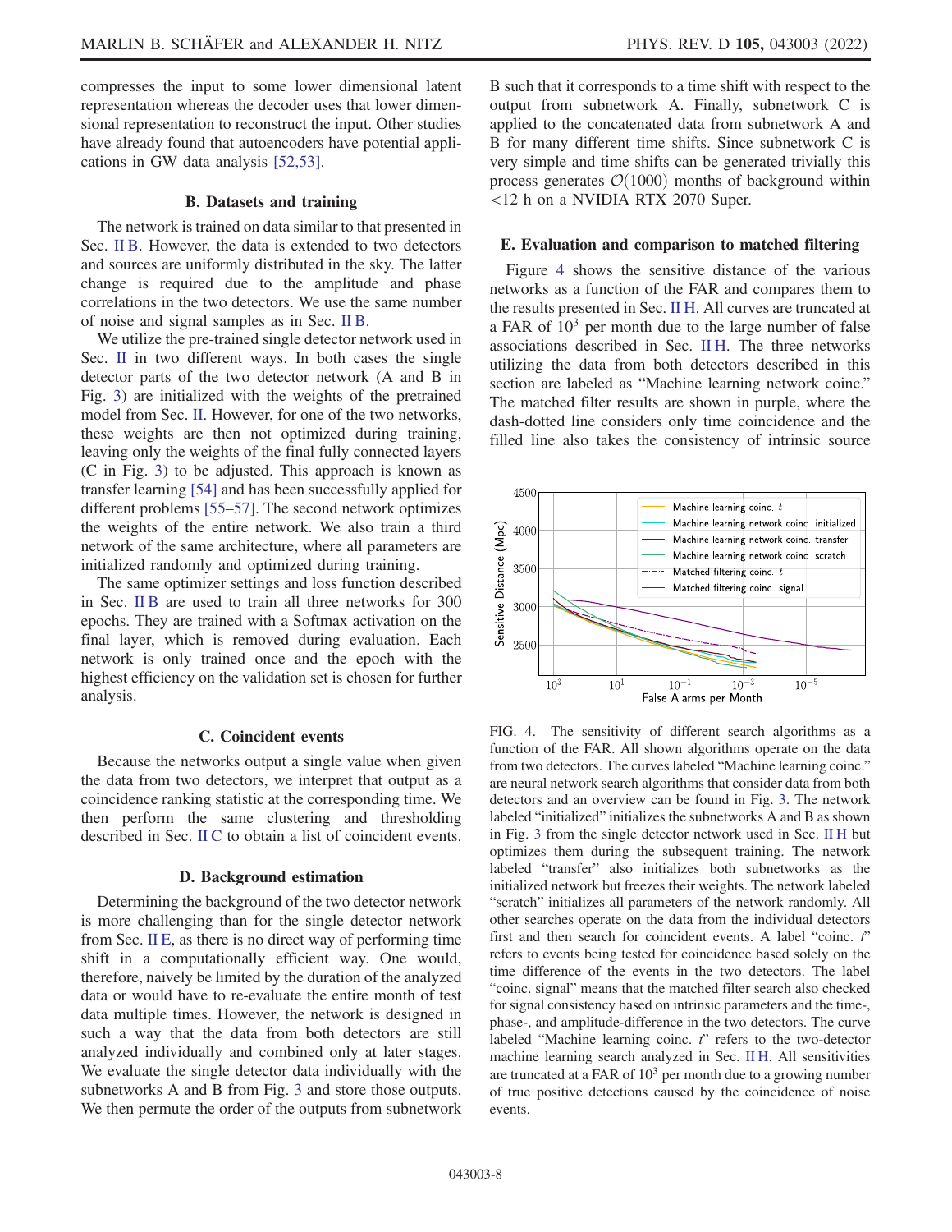compresses the input to some lower dimensional latent representation whereas the decoder uses that lower dimensional representation to reconstruct the input. Other studies have already found that autoencoders have potential applications in GW data analysis [52,53].

### B. Datasets and training

The network is trained on data similar to that presented in Sec. II B. However, the data is extended to two detectors and sources are uniformly distributed in the sky. The latter change is required due to the amplitude and phase correlations in the two detectors. We use the same number of noise and signal samples as in Sec. II B.

We utilize the pre-trained single detector network used in Sec. II in two different ways. In both cases the single detector parts of the two detector network (A and B in Fig. 3) are initialized with the weights of the pretrained model from Sec. II. However, for one of the two networks, these weights are then not optimized during training, leaving only the weights of the final fully connected layers (C in Fig. 3) to be adjusted. This approach is known as transfer learning [54] and has been successfully applied for different problems [55–57]. The second network optimizes the weights of the entire network. We also train a third network of the same architecture, where all parameters are initialized randomly and optimized during training.

The same optimizer settings and loss function described in Sec. II B are used to train all three networks for 300 epochs. They are trained with a Softmax activation on the final layer, which is removed during evaluation. Each network is only trained once and the epoch with the highest efficiency on the validation set is chosen for further analysis.

### C. Coincident events

Because the networks output a single value when given the data from two detectors, we interpret that output as a coincidence ranking statistic at the corresponding time. We then perform the same clustering and thresholding described in Sec. II C to obtain a list of coincident events.

### D. Background estimation

Determining the background of the two detector network is more challenging than for the single detector network from Sec. II E, as there is no direct way of performing time shift in a computationally efficient way. One would, therefore, naively be limited by the duration of the analyzed data or would have to re-evaluate the entire month of test data multiple times. However, the network is designed in such a way that the data from both detectors are still analyzed individually and combined only at later stages. We evaluate the single detector data individually with the subnetworks A and B from Fig. 3 and store those outputs. We then permute the order of the outputs from subnetwork B such that it corresponds to a time shift with respect to the output from subnetwork A. Finally, subnetwork C is applied to the concatenated data from subnetwork A and B for many different time shifts. Since subnetwork C is very simple and time shifts can be generated trivially this process generates $\mathcal{O}(1000)$ months of background within <12 h on a NVIDIA RTX 2070 Super.

### E. Evaluation and comparison to matched filtering

Figure 4 shows the sensitive distance of the various networks as a function of the FAR and compares them to the results presented in Sec. II H. All curves are truncated at a FAR of $10^3$ per month due to the large number of false associations described in Sec. II H. The three networks utilizing the data from both detectors described in this section are labeled as "Machine learning network coinc." The matched filter results are shown in purple, where the dash-dotted line considers only time coincidence and the filled line also takes the consistency of intrinsic source

FIG. 4. The sensitivity of different search algorithms as a function of the FAR. All shown algorithms operate on the data from two detectors. The curves labeled "Machine learning coinc." are neural network search algorithms that consider data from both detectors and an overview can be found in Fig. 3. The network labeled "initialized" initializes the subnetworks A and B as shown in Fig. 3 from the single detector network used in Sec. II H but optimizes them during the subsequent training. The network labeled "transfer" also initializes both subnetworks as the initialized network but freezes their weights. The network labeled "scratch" initializes all parameters of the network randomly. All other searches operate on the data from the individual detectors first and then search for coincident events. A label "coinc. $t$" refers to events being tested for coincidence based solely on the time difference of the events in the two detectors. The label "coinc. signal" means that the matched filter search also checked for signal consistency based on intrinsic parameters and the time-, phase-, and amplitude-difference in the two detectors. The curve labeled "Machine learning coinc. $t$" refers to the two-detector machine learning search analyzed in Sec. II H. All sensitivities are truncated at a FAR of $10^3$ per month due to a growing number of true positive detections caused by the coincidence of noise events.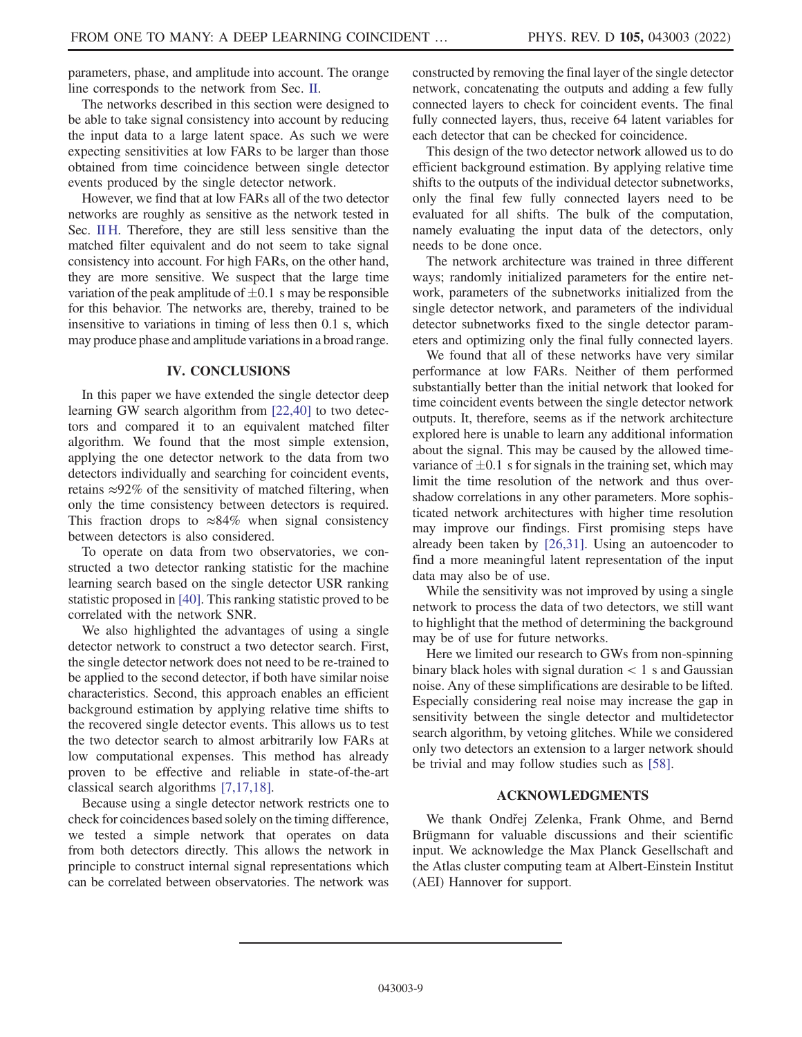parameters, phase, and amplitude into account. The orange line corresponds to the network from Sec. II.

The networks described in this section were designed to be able to take signal consistency into account by reducing the input data to a large latent space. As such we were expecting sensitivities at low FARs to be larger than those obtained from time coincidence between single detector events produced by the single detector network.

However, we find that at low FARs all of the two detector networks are roughly as sensitive as the network tested in Sec. II H. Therefore, they are still less sensitive than the matched filter equivalent and do not seem to take signal consistency into account. For high FARs, on the other hand, they are more sensitive. We suspect that the large time variation of the peak amplitude of $\pm 0.1$ s may be responsible for this behavior. The networks are, thereby, trained to be insensitive to variations in timing of less then 0.1 s, which may produce phase and amplitude variations in a broad range.

## IV. CONCLUSIONS

In this paper we have extended the single detector deep learning GW search algorithm from [22,40] to two detectors and compared it to an equivalent matched filter algorithm. We found that the most simple extension, applying the one detector network to the data from two detectors individually and searching for coincident events, retains $\approx 92\%$ of the sensitivity of matched filtering, when only the time consistency between detectors is required. This fraction drops to $\approx 84\%$ when signal consistency between detectors is also considered.

To operate on data from two observatories, we constructed a two detector ranking statistic for the machine learning search based on the single detector USR ranking statistic proposed in [40]. This ranking statistic proved to be correlated with the network SNR.

We also highlighted the advantages of using a single detector network to construct a two detector search. First, the single detector network does not need to be re-trained to be applied to the second detector, if both have similar noise characteristics. Second, this approach enables an efficient background estimation by applying relative time shifts to the recovered single detector events. This allows us to test the two detector search to almost arbitrarily low FARs at low computational expenses. This method has already proven to be effective and reliable in state-of-the-art classical search algorithms [7,17,18].

Because using a single detector network restricts one to check for coincidences based solely on the timing difference, we tested a simple network that operates on data from both detectors directly. This allows the network in principle to construct internal signal representations which can be correlated between observatories. The network was constructed by removing the final layer of the single detector network, concatenating the outputs and adding a few fully connected layers to check for coincident events. The final fully connected layers, thus, receive 64 latent variables for each detector that can be checked for coincidence.

This design of the two detector network allowed us to do efficient background estimation. By applying relative time shifts to the outputs of the individual detector subnetworks, only the final few fully connected layers need to be evaluated for all shifts. The bulk of the computation, namely evaluating the input data of the detectors, only needs to be done once.

The network architecture was trained in three different ways; randomly initialized parameters for the entire network, parameters of the subnetworks initialized from the single detector network, and parameters of the individual detector subnetworks fixed to the single detector parameters and optimizing only the final fully connected layers.

We found that all of these networks have very similar performance at low FARs. Neither of them performed substantially better than the initial network that looked for time coincident events between the single detector network outputs. It, therefore, seems as if the network architecture explored here is unable to learn any additional information about the signal. This may be caused by the allowed time-variance of $\pm 0.1$ s for signals in the training set, which may limit the time resolution of the network and thus overshadow correlations in any other parameters. More sophisticated network architectures with higher time resolution may improve our findings. First promising steps have already been taken by [26,31]. Using an autoencoder to find a more meaningful latent representation of the input data may also be of use.

While the sensitivity was not improved by using a single network to process the data of two detectors, we still want to highlight that the method of determining the background may be of use for future networks.

Here we limited our research to GWs from non-spinning binary black holes with signal duration $< 1$ s and Gaussian noise. Any of these simplifications are desirable to be lifted. Especially considering real noise may increase the gap in sensitivity between the single detector and multidetector search algorithm, by vetoing glitches. While we considered only two detectors an extension to a larger network should be trivial and may follow studies such as [58].

## ACKNOWLEDGMENTS

We thank Ondřej Zelenka, Frank Ohme, and Bernd Brügmann for valuable discussions and their scientific input. We acknowledge the Max Planck Gesellschaft and the Atlas cluster computing team at Albert-Einstein Institut (AEI) Hannover for support.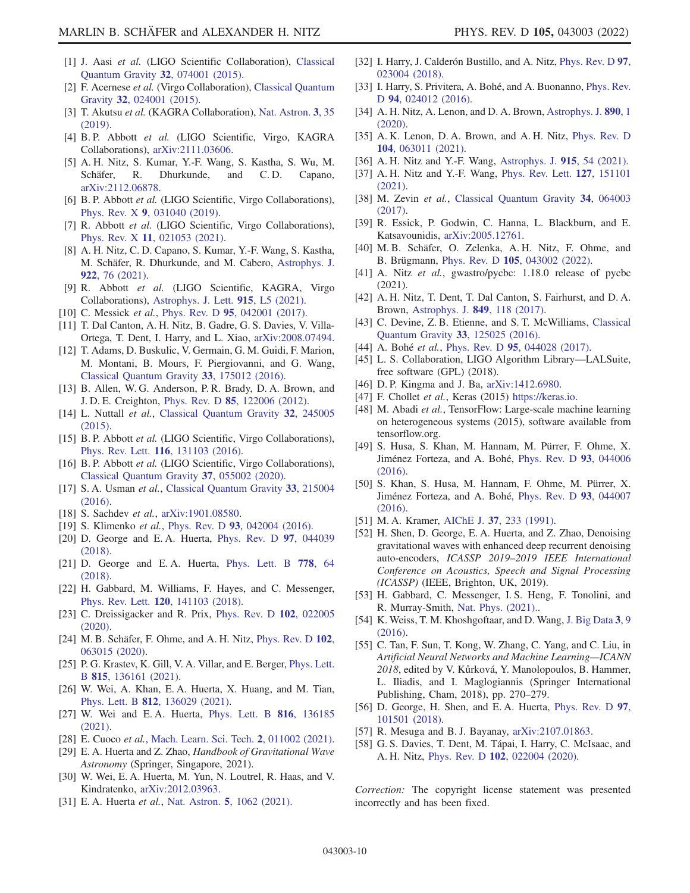[1] J. Aasi *et al.* (LIGO Scientific Collaboration), Classical Quantum Gravity **32**, 074001 (2015).

[2] F. Acernese *et al.* (Virgo Collaboration), Classical Quantum Gravity **32**, 024001 (2015).

[3] T. Akutsu *et al.* (KAGRA Collaboration), Nat. Astron. **3**, 35 (2019).

[4] B. P. Abbott *et al.* (LIGO Scientific, Virgo, KAGRA Collaborations), arXiv:2111.03606.

[5] A. H. Nitz, S. Kumar, Y.-F. Wang, S. Kastha, S. Wu, M. Schäfer, R. Dhurkunde, and C. D. Capano, arXiv:2112.06878.

[6] B. P. Abbott *et al.* (LIGO Scientific, Virgo Collaborations), Phys. Rev. X **9**, 031040 (2019).

[7] R. Abbott *et al.* (LIGO Scientific, Virgo Collaborations), Phys. Rev. X **11**, 021053 (2021).

[8] A. H. Nitz, C. D. Capano, S. Kumar, Y.-F. Wang, S. Kastha, M. Schäfer, R. Dhurkunde, and M. Cabero, Astrophys. J. **922**, 76 (2021).

[9] R. Abbott *et al.* (LIGO Scientific, KAGRA, Virgo Collaborations), Astrophys. J. Lett. **915**, L5 (2021).

[10] C. Messick *et al.*, Phys. Rev. D **95**, 042001 (2017).

[11] T. Dal Canton, A. H. Nitz, B. Gadre, G. S. Davies, V. Villa-Ortega, T. Dent, I. Harry, and L. Xiao, arXiv:2008.07494.

[12] T. Adams, D. Buskulic, V. Germain, G. M. Guidi, F. Marion, M. Montani, B. Mours, F. Piergiovanni, and G. Wang, Classical Quantum Gravity **33**, 175012 (2016).

[13] B. Allen, W. G. Anderson, P. R. Brady, D. A. Brown, and J. D. E. Creighton, Phys. Rev. D **85**, 122006 (2012).

[14] L. Nuttall *et al.*, Classical Quantum Gravity **32**, 245005 (2015).

[15] B. P. Abbott *et al.* (LIGO Scientific, Virgo Collaborations), Phys. Rev. Lett. **116**, 131103 (2016).

[16] B. P. Abbott *et al.* (LIGO Scientific, Virgo Collaborations), Classical Quantum Gravity **37**, 055002 (2020).

[17] S. A. Usman *et al.*, Classical Quantum Gravity **33**, 215004 (2016).

[18] S. Sachdev *et al.*, arXiv:1901.08580.

[19] S. Klimenko *et al.*, Phys. Rev. D **93**, 042004 (2016).

[20] D. George and E. A. Huerta, Phys. Rev. D **97**, 044039 (2018).

[21] D. George and E. A. Huerta, Phys. Lett. B **778**, 64 (2018).

[22] H. Gabbard, M. Williams, F. Hayes, and C. Messenger, Phys. Rev. Lett. **120**, 141103 (2018).

[23] C. Dreissigacker and R. Prix, Phys. Rev. D **102**, 022005 (2020).

[24] M. B. Schäfer, F. Ohme, and A. H. Nitz, Phys. Rev. D **102**, 063015 (2020).

[25] P. G. Krastev, K. Gill, V. A. Villar, and E. Berger, Phys. Lett. B **815**, 136161 (2021).

[26] W. Wei, A. Khan, E. A. Huerta, X. Huang, and M. Tian, Phys. Lett. B **812**, 136029 (2021).

[27] W. Wei and E. A. Huerta, Phys. Lett. B **816**, 136185 (2021).

[28] E. Cuoco *et al.*, Mach. Learn. Sci. Tech. **2**, 011002 (2021).

[29] E. A. Huerta and Z. Zhao, *Handbook of Gravitational Wave Astronomy* (Springer, Singapore, 2021).

[30] W. Wei, E. A. Huerta, M. Yun, N. Loutrel, R. Haas, and V. Kindratenko, arXiv:2012.03963.

[31] E. A. Huerta *et al.*, Nat. Astron. **5**, 1062 (2021).

[32] I. Harry, J. Calderón Bustillo, and A. Nitz, Phys. Rev. D **97**, 023004 (2018).

[33] I. Harry, S. Privitera, A. Bohé, and A. Buonanno, Phys. Rev. D **94**, 024012 (2016).

[34] A. H. Nitz, A. Lenon, and D. A. Brown, Astrophys. J. **890**, 1 (2020).

[35] A. K. Lenon, D. A. Brown, and A. H. Nitz, Phys. Rev. D **104**, 063011 (2021).

[36] A. H. Nitz and Y.-F. Wang, Astrophys. J. **915**, 54 (2021).

[37] A. H. Nitz and Y.-F. Wang, Phys. Rev. Lett. **127**, 151101 (2021).

[38] M. Zevin *et al.*, Classical Quantum Gravity **34**, 064003 (2017).

[39] R. Essick, P. Godwin, C. Hanna, L. Blackburn, and E. Katsavounidis, arXiv:2005.12761.

[40] M. B. Schäfer, O. Zelenka, A. H. Nitz, F. Ohme, and B. Brügmann, Phys. Rev. D **105**, 043002 (2022).

[41] A. Nitz *et al.*, gwastro/pycbc: 1.18.0 release of pycbc (2021).

[42] A. H. Nitz, T. Dent, T. Dal Canton, S. Fairhurst, and D. A. Brown, Astrophys. J. **849**, 118 (2017).

[43] C. Devine, Z. B. Etienne, and S. T. McWilliams, Classical Quantum Gravity **33**, 125025 (2016).

[44] A. Bohé *et al.*, Phys. Rev. D **95**, 044028 (2017).

[45] L. S. Collaboration, LIGO Algorithm Library—LALSuite, free software (GPL) (2018).

[46] D. P. Kingma and J. Ba, arXiv:1412.6980.

[47] F. Chollet *et al.*, Keras (2015) https://keras.io.

[48] M. Abadi *et al.*, TensorFlow: Large-scale machine learning on heterogeneous systems (2015), software available from tensorflow.org.

[49] S. Husa, S. Khan, M. Hannam, M. Pürrer, F. Ohme, X. Jiménez Forteza, and A. Bohé, Phys. Rev. D **93**, 044006 (2016).

[50] S. Khan, S. Husa, M. Hannam, F. Ohme, M. Pürrer, X. Jiménez Forteza, and A. Bohé, Phys. Rev. D **93**, 044007 (2016).

[51] M. A. Kramer, AIChE J. **37**, 233 (1991).

[52] H. Shen, D. George, E. A. Huerta, and Z. Zhao, Denoising gravitational waves with enhanced deep recurrent denoising auto-encoders, *ICASSP 2019–2019 IEEE International Conference on Acoustics, Speech and Signal Processing (ICASSP)* (IEEE, Brighton, UK, 2019).

[53] H. Gabbard, C. Messenger, I. S. Heng, F. Tonolini, and R. Murray-Smith, Nat. Phys. (2021)..

[54] K. Weiss, T. M. Khoshgoftaar, and D. Wang, J. Big Data **3**, 9 (2016).

[55] C. Tan, F. Sun, T. Kong, W. Zhang, C. Yang, and C. Liu, in *Artificial Neural Networks and Machine Learning—ICANN 2018*, edited by V. Kůrková, Y. Manolopoulos, B. Hammer, L. Iliadis, and I. Maglogiannis (Springer International Publishing, Cham, 2018), pp. 270–279.

[56] D. George, H. Shen, and E. A. Huerta, Phys. Rev. D **97**, 101501 (2018).

[57] R. Mesuga and B. J. Bayanay, arXiv:2107.01863.

[58] G. S. Davies, T. Dent, M. Tápai, I. Harry, C. McIsaac, and A. H. Nitz, Phys. Rev. D **102**, 022004 (2020).

*Correction:* The copyright license statement was presented incorrectly and has been fixed.